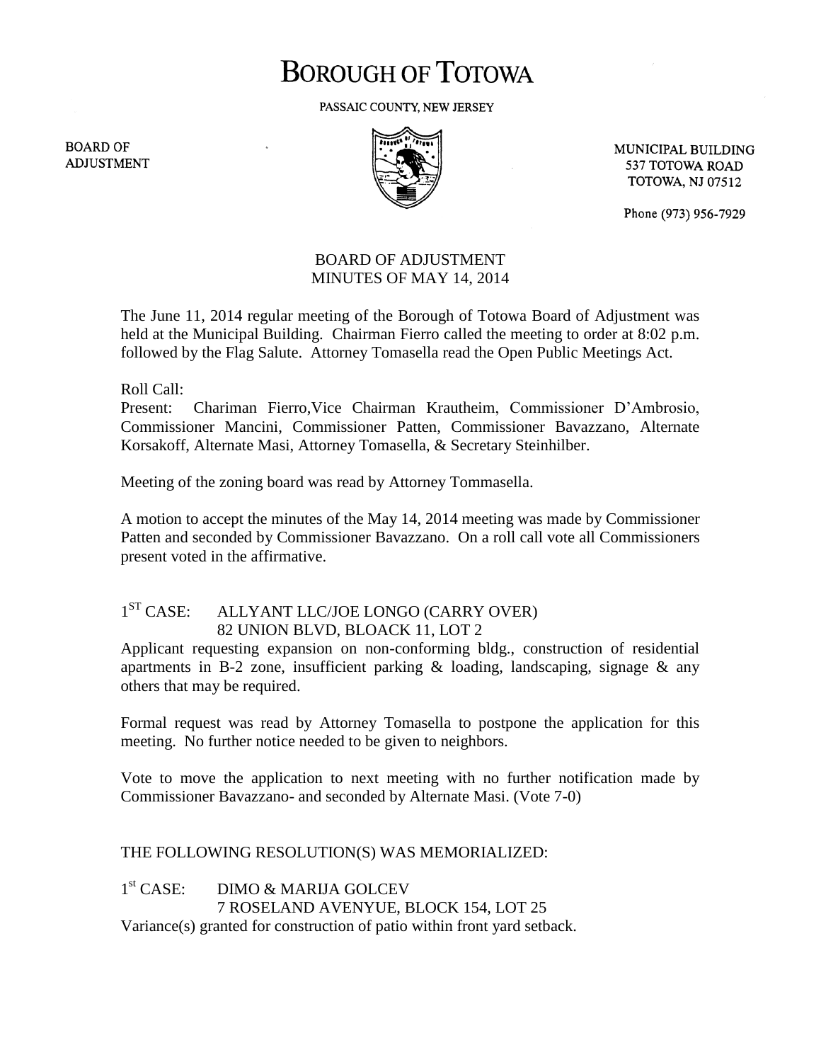# BOROUGH OF TOTOWA

PASSAIC COUNTY, NEW JERSEY

BOARD OF ADJUSTMENT

MUNICIPAL BUILDING
537 TOTOWA ROAD
TOTOWA, NJ 07512

Phone (973) 956-7929

## BOARD OF ADJUSTMENT
## MINUTES OF MAY 14, 2014

The June 11, 2014 regular meeting of the Borough of Totowa Board of Adjustment was held at the Municipal Building. Chairman Fierro called the meeting to order at 8:02 p.m. followed by the Flag Salute. Attorney Tomasella read the Open Public Meetings Act.

Roll Call:
Present: Chariman Fierro,Vice Chairman Krautheim, Commissioner D'Ambrosio, Commissioner Mancini, Commissioner Patten, Commissioner Bavazzano, Alternate Korsakoff, Alternate Masi, Attorney Tomasella, & Secretary Steinhilber.

Meeting of the zoning board was read by Attorney Tommasella.

A motion to accept the minutes of the May 14, 2014 meeting was made by Commissioner Patten and seconded by Commissioner Bavazzano. On a roll call vote all Commissioners present voted in the affirmative.

1ST CASE: ALLYANT LLC/JOE LONGO (CARRY OVER)
82 UNION BLVD, BLOACK 11, LOT 2

Applicant requesting expansion on non-conforming bldg., construction of residential apartments in B-2 zone, insufficient parking & loading, landscaping, signage & any others that may be required.

Formal request was read by Attorney Tomasella to postpone the application for this meeting. No further notice needed to be given to neighbors.

Vote to move the application to next meeting with no further notification made by Commissioner Bavazzano- and seconded by Alternate Masi. (Vote 7-0)

THE FOLLOWING RESOLUTION(S) WAS MEMORIALIZED:

1st CASE: DIMO & MARIJA GOLCEV
7 ROSELAND AVENYUE, BLOCK 154, LOT 25

Variance(s) granted for construction of patio within front yard setback.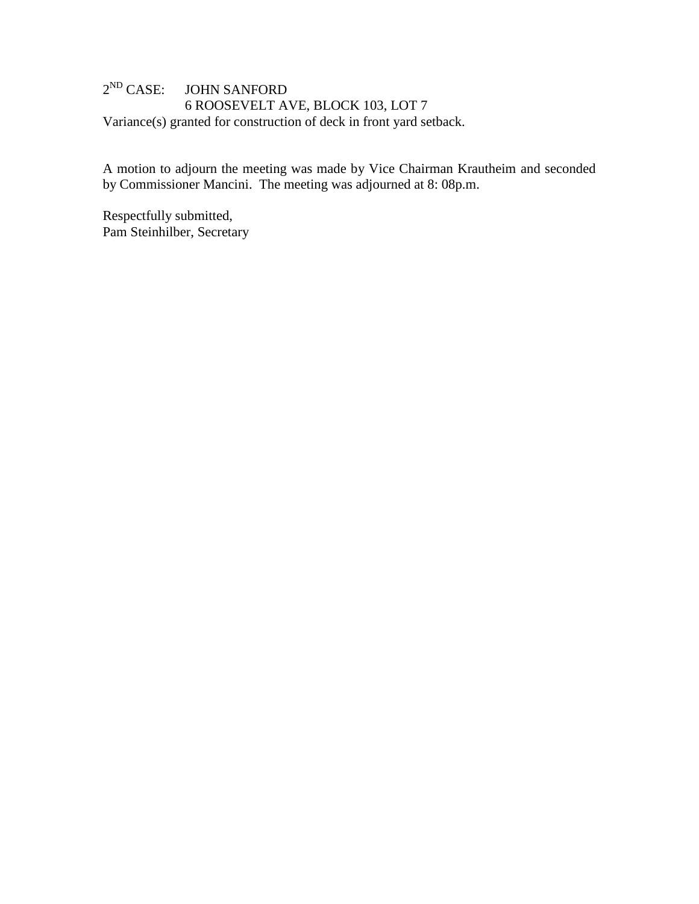2ND CASE: JOHN SANFORD
6 ROOSEVELT AVE, BLOCK 103, LOT 7
Variance(s) granted for construction of deck in front yard setback.

A motion to adjourn the meeting was made by Vice Chairman Krautheim and seconded by Commissioner Mancini. The meeting was adjourned at 8: 08p.m.

Respectfully submitted,
Pam Steinhilber, Secretary